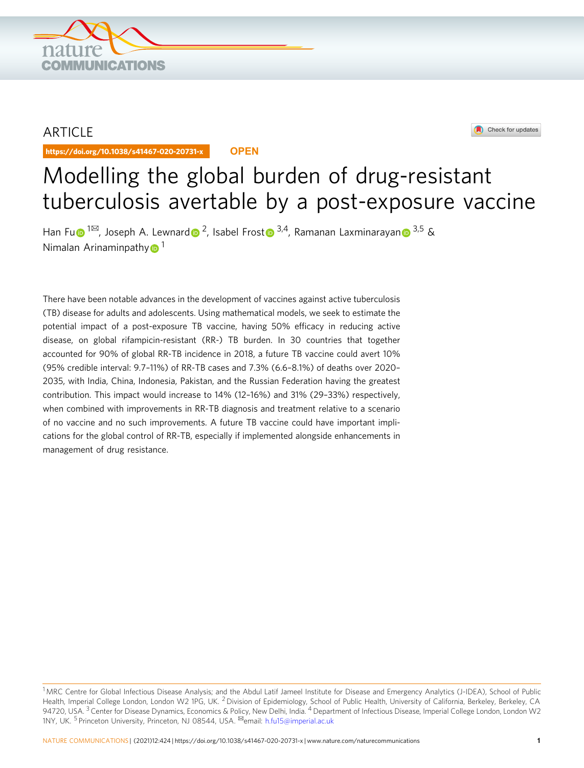ARTICLE

https://doi.org/10.1038/s41467-020-20731-x

OPEN

# Modelling the global burden of drug-resistant tuberculosis avertable by a post-exposure vaccine

Han Fu[1✉], Joseph A. Lewnard[2], Isabel Frost[3,4], Ramanan Laxminarayan[3,5] & Nimalan Arinaminpathy[1]

There have been notable advances in the development of vaccines against active tuberculosis (TB) disease for adults and adolescents. Using mathematical models, we seek to estimate the potential impact of a post-exposure TB vaccine, having 50% efficacy in reducing active disease, on global rifampicin-resistant (RR-) TB burden. In 30 countries that together accounted for 90% of global RR-TB incidence in 2018, a future TB vaccine could avert 10% (95% credible interval: 9.7–11%) of RR-TB cases and 7.3% (6.6–8.1%) of deaths over 2020–2035, with India, China, Indonesia, Pakistan, and the Russian Federation having the greatest contribution. This impact would increase to 14% (12–16%) and 31% (29–33%) respectively, when combined with improvements in RR-TB diagnosis and treatment relative to a scenario of no vaccine and no such improvements. A future TB vaccine could have important implications for the global control of RR-TB, especially if implemented alongside enhancements in management of drug resistance.

[1] MRC Centre for Global Infectious Disease Analysis; and the Abdul Latif Jameel Institute for Disease and Emergency Analytics (J-IDEA), School of Public Health, Imperial College London, London W2 1PG, UK. [2] Division of Epidemiology, School of Public Health, University of California, Berkeley, Berkeley, CA 94720, USA. [3] Center for Disease Dynamics, Economics & Policy, New Delhi, India. [4] Department of Infectious Disease, Imperial College London, London W2 1NY, UK. [5] Princeton University, Princeton, NJ 08544, USA. ✉email: h.fu15@imperial.ac.uk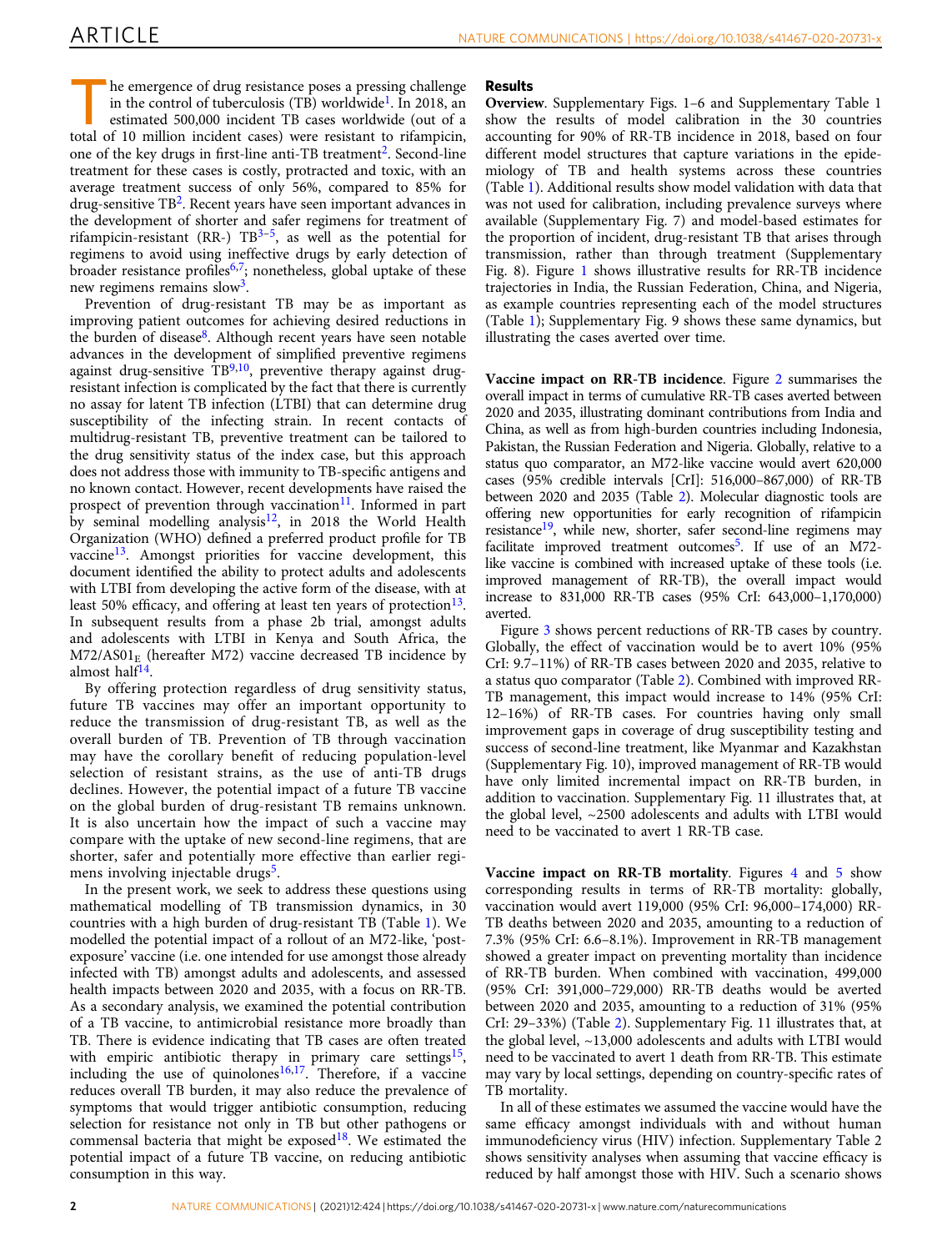The emergence of drug resistance poses a pressing challenge in the control of tuberculosis (TB) worldwide[1]. In 2018, an estimated 500,000 incident TB cases worldwide (out of a total of 10 million incident cases) were resistant to rifampicin, one of the key drugs in first-line anti-TB treatment[2]. Second-line treatment for these cases is costly, protracted and toxic, with an average treatment success of only 56%, compared to 85% for drug-sensitive TB[2]. Recent years have seen important advances in the development of shorter and safer regimens for treatment of rifampicin-resistant (RR-) TB[3–5], as well as the potential for regimens to avoid using ineffective drugs by early detection of broader resistance profiles[6,7]; nonetheless, global uptake of these new regimens remains slow[3].

Prevention of drug-resistant TB may be as important as improving patient outcomes for achieving desired reductions in the burden of disease[8]. Although recent years have seen notable advances in the development of simplified preventive regimens against drug-sensitive TB[9,10], preventive therapy against drug-resistant infection is complicated by the fact that there is currently no assay for latent TB infection (LTBI) that can determine drug susceptibility of the infecting strain. In recent contacts of multidrug-resistant TB, preventive treatment can be tailored to the drug sensitivity status of the index case, but this approach does not address those with immunity to TB-specific antigens and no known contact. However, recent developments have raised the prospect of prevention through vaccination[11]. Informed in part by seminal modelling analysis[12], in 2018 the World Health Organization (WHO) defined a preferred product profile for TB vaccine[13]. Amongst priorities for vaccine development, this document identified the ability to protect adults and adolescents with LTBI from developing the active form of the disease, with at least 50% efficacy, and offering at least ten years of protection[13]. In subsequent results from a phase 2b trial, amongst adults and adolescents with LTBI in Kenya and South Africa, the M72/AS01$_E$ (hereafter M72) vaccine decreased TB incidence by almost half[14].

By offering protection regardless of drug sensitivity status, future TB vaccines may offer an important opportunity to reduce the transmission of drug-resistant TB, as well as the overall burden of TB. Prevention of TB through vaccination may have the corollary benefit of reducing population-level selection of resistant strains, as the use of anti-TB drugs declines. However, the potential impact of a future TB vaccine on the global burden of drug-resistant TB remains unknown. It is also uncertain how the impact of such a vaccine may compare with the uptake of new second-line regimens, that are shorter, safer and potentially more effective than earlier regimens involving injectable drugs[5].

In the present work, we seek to address these questions using mathematical modelling of TB transmission dynamics, in 30 countries with a high burden of drug-resistant TB (Table 1). We modelled the potential impact of a rollout of an M72-like, 'post-exposure' vaccine (i.e. one intended for use amongst those already infected with TB) amongst adults and adolescents, and assessed health impacts between 2020 and 2035, with a focus on RR-TB. As a secondary analysis, we examined the potential contribution of a TB vaccine, to antimicrobial resistance more broadly than TB. There is evidence indicating that TB cases are often treated with empiric antibiotic therapy in primary care settings[15], including the use of quinolones[16,17]. Therefore, if a vaccine reduces overall TB burden, it may also reduce the prevalence of symptoms that would trigger antibiotic consumption, reducing selection for resistance not only in TB but other pathogens or commensal bacteria that might be exposed[18]. We estimated the potential impact of a future TB vaccine, on reducing antibiotic consumption in this way.

## Results

**Overview**. Supplementary Figs. 1–6 and Supplementary Table 1 show the results of model calibration in the 30 countries accounting for 90% of RR-TB incidence in 2018, based on four different model structures that capture variations in the epidemiology of TB and health systems across these countries (Table 1). Additional results show model validation with data that was not used for calibration, including prevalence surveys where available (Supplementary Fig. 7) and model-based estimates for the proportion of incident, drug-resistant TB that arises through transmission, rather than through treatment (Supplementary Fig. 8). Figure 1 shows illustrative results for RR-TB incidence trajectories in India, the Russian Federation, China, and Nigeria, as example countries representing each of the model structures (Table 1); Supplementary Fig. 9 shows these same dynamics, but illustrating the cases averted over time.

**Vaccine impact on RR-TB incidence**. Figure 2 summarises the overall impact in terms of cumulative RR-TB cases averted between 2020 and 2035, illustrating dominant contributions from India and China, as well as from high-burden countries including Indonesia, Pakistan, the Russian Federation and Nigeria. Globally, relative to a status quo comparator, an M72-like vaccine would avert 620,000 cases (95% credible intervals [CrI]: 516,000–867,000) of RR-TB between 2020 and 2035 (Table 2). Molecular diagnostic tools are offering new opportunities for early recognition of rifampicin resistance[19], while new, shorter, safer second-line regimens may facilitate improved treatment outcomes[5]. If use of an M72-like vaccine is combined with increased uptake of these tools (i.e. improved management of RR-TB), the overall impact would increase to 831,000 RR-TB cases (95% CrI: 643,000–1,170,000) averted.

Figure 3 shows percent reductions of RR-TB cases by country. Globally, the effect of vaccination would be to avert 10% (95% CrI: 9.7–11%) of RR-TB cases between 2020 and 2035, relative to a status quo comparator (Table 2). Combined with improved RR-TB management, this impact would increase to 14% (95% CrI: 12–16%) of RR-TB cases. For countries having only small improvement gaps in coverage of drug susceptibility testing and success of second-line treatment, like Myanmar and Kazakhstan (Supplementary Fig. 10), improved management of RR-TB would have only limited incremental impact on RR-TB burden, in addition to vaccination. Supplementary Fig. 11 illustrates that, at the global level, ~2500 adolescents and adults with LTBI would need to be vaccinated to avert 1 RR-TB case.

**Vaccine impact on RR-TB mortality**. Figures 4 and 5 show corresponding results in terms of RR-TB mortality: globally, vaccination would avert 119,000 (95% CrI: 96,000–174,000) RR-TB deaths between 2020 and 2035, amounting to a reduction of 7.3% (95% CrI: 6.6–8.1%). Improvement in RR-TB management showed a greater impact on preventing mortality than incidence of RR-TB burden. When combined with vaccination, 499,000 (95% CrI: 391,000–729,000) RR-TB deaths would be averted between 2020 and 2035, amounting to a reduction of 31% (95% CrI: 29–33%) (Table 2). Supplementary Fig. 11 illustrates that, at the global level, ~13,000 adolescents and adults with LTBI would need to be vaccinated to avert 1 death from RR-TB. This estimate may vary by local settings, depending on country-specific rates of TB mortality.

In all of these estimates we assumed the vaccine would have the same efficacy amongst individuals with and without human immunodeficiency virus (HIV) infection. Supplementary Table 2 shows sensitivity analyses when assuming that vaccine efficacy is reduced by half amongst those with HIV. Such a scenario shows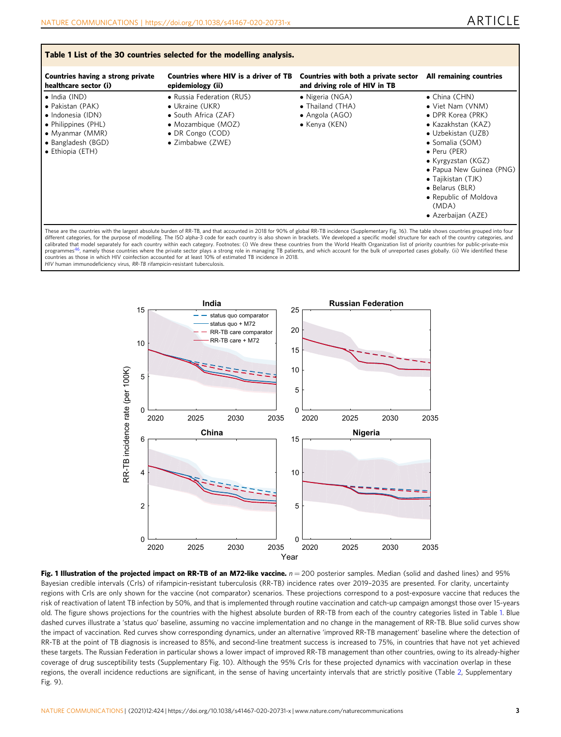**Table 1 List of the 30 countries selected for the modelling analysis.**

| Countries having a strong private healthcare sector (i) | Countries where HIV is a driver of TB epidemiology (ii) | Countries with both a private sector and driving role of HIV in TB | All remaining countries |
|---|---|---|---|
| • India (IND) | • Russia Federation (RUS) | • Nigeria (NGA) | • China (CHN) |
| • Pakistan (PAK) | • Ukraine (UKR) | • Thailand (THA) | • Viet Nam (VNM) |
| • Indonesia (IDN) | • South Africa (ZAF) | • Angola (AGO) | • DPR Korea (PRK) |
| • Philippines (PHL) | • Mozambique (MOZ) | • Kenya (KEN) | • Kazakhstan (KAZ) |
| • Myanmar (MMR) | • DR Congo (COD) | | • Uzbekistan (UZB) |
| • Bangladesh (BGD) | • Zimbabwe (ZWE) | | • Somalia (SOM) |
| • Ethiopia (ETH) | | | • Peru (PER) |
| | | | • Kyrgyzstan (KGZ) |
| | | | • Papua New Guinea (PNG) |
| | | | • Tajikistan (TJK) |
| | | | • Belarus (BLR) |
| | | | • Republic of Moldova (MDA) |
| | | | • Azerbaijan (AZE) |

These are the countries with the largest absolute burden of RR-TB, and that accounted in 2018 for 90% of global RR-TB incidence (Supplementary Fig. 16). The table shows countries grouped into four different categories, for the purpose of modelling. The ISO alpha-3 code for each country is also shown in brackets. We developed a specific model structure for each of the country categories, and calibrated that model separately for each country within each category. Footnotes: (i) We drew these countries from the World Health Organization list of priority countries for public-private-mix programmes[46], namely those countries where the private sector plays a strong role in managing TB patients, and which account for the bulk of unreported cases globally. (ii) We identified these countries as those in which HIV coinfection accounted for at least 10% of estimated TB incidence in 2018.
*HIV* human immunodeficiency virus, *RR-TB* rifampicin-resistant tuberculosis.

**Fig. 1 Illustration of the projected impact on RR-TB of an M72-like vaccine.** $n = 200$ posterior samples. Median (solid and dashed lines) and 95% Bayesian credible intervals (CrIs) of rifampicin-resistant tuberculosis (RR-TB) incidence rates over 2019–2035 are presented. For clarity, uncertainty regions with CrIs are only shown for the vaccine (not comparator) scenarios. These projections correspond to a post-exposure vaccine that reduces the risk of reactivation of latent TB infection by 50%, and that is implemented through routine vaccination and catch-up campaign amongst those over 15-years old. The figure shows projections for the countries with the highest absolute burden of RR-TB from each of the country categories listed in Table 1. Blue dashed curves illustrate a 'status quo' baseline, assuming no vaccine implementation and no change in the management of RR-TB. Blue solid curves show the impact of vaccination. Red curves show corresponding dynamics, under an alternative 'improved RR-TB management' baseline where the detection of RR-TB at the point of TB diagnosis is increased to 85%, and second-line treatment success is increased to 75%, in countries that have not yet achieved these targets. The Russian Federation in particular shows a lower impact of improved RR-TB management than other countries, owing to its already-higher coverage of drug susceptibility tests (Supplementary Fig. 10). Although the 95% CrIs for these projected dynamics with vaccination overlap in these regions, the overall incidence reductions are significant, in the sense of having uncertainty intervals that are strictly positive (Table 2, Supplementary Fig. 9).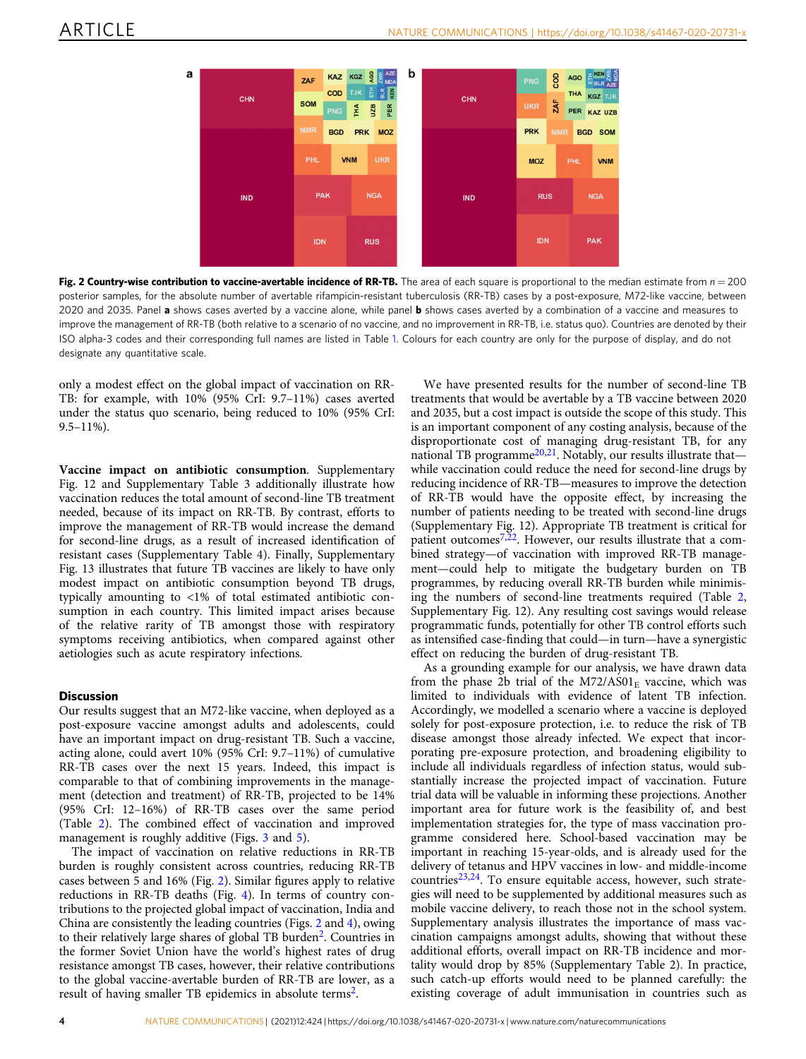**Fig. 2 Country-wise contribution to vaccine-avertable incidence of RR-TB.** The area of each square is proportional to the median estimate from $n = 200$ posterior samples, for the absolute number of avertable rifampicin-resistant tuberculosis (RR-TB) cases by a post-exposure, M72-like vaccine, between 2020 and 2035. Panel **a** shows cases averted by a vaccine alone, while panel **b** shows cases averted by a combination of a vaccine and measures to improve the management of RR-TB (both relative to a scenario of no vaccine, and no improvement in RR-TB, i.e. status quo). Countries are denoted by their ISO alpha-3 codes and their corresponding full names are listed in Table 1. Colours for each country are only for the purpose of display, and do not designate any quantitative scale.

only a modest effect on the global impact of vaccination on RR-TB: for example, with 10% (95% CrI: 9.7–11%) cases averted under the status quo scenario, being reduced to 10% (95% CrI: 9.5–11%).

**Vaccine impact on antibiotic consumption**. Supplementary Fig. 12 and Supplementary Table 3 additionally illustrate how vaccination reduces the total amount of second-line TB treatment needed, because of its impact on RR-TB. By contrast, efforts to improve the management of RR-TB would increase the demand for second-line drugs, as a result of increased identification of resistant cases (Supplementary Table 4). Finally, Supplementary Fig. 13 illustrates that future TB vaccines are likely to have only modest impact on antibiotic consumption beyond TB drugs, typically amounting to <1% of total estimated antibiotic consumption in each country. This limited impact arises because of the relative rarity of TB amongst those with respiratory symptoms receiving antibiotics, when compared against other aetiologies such as acute respiratory infections.

## Discussion

Our results suggest that an M72-like vaccine, when deployed as a post-exposure vaccine amongst adults and adolescents, could have an important impact on drug-resistant TB. Such a vaccine, acting alone, could avert 10% (95% CrI: 9.7–11%) of cumulative RR-TB cases over the next 15 years. Indeed, this impact is comparable to that of combining improvements in the management (detection and treatment) of RR-TB, projected to be 14% (95% CrI: 12–16%) of RR-TB cases over the same period (Table 2). The combined effect of vaccination and improved management is roughly additive (Figs. 3 and 5).

The impact of vaccination on relative reductions in RR-TB burden is roughly consistent across countries, reducing RR-TB cases between 5 and 16% (Fig. 2). Similar figures apply to relative reductions in RR-TB deaths (Fig. 4). In terms of country contributions to the projected global impact of vaccination, India and China are consistently the leading countries (Figs. 2 and 4), owing to their relatively large shares of global TB burden[2]. Countries in the former Soviet Union have the world's highest rates of drug resistance amongst TB cases, however, their relative contributions to the global vaccine-avertable burden of RR-TB are lower, as a result of having smaller TB epidemics in absolute terms[2].

We have presented results for the number of second-line TB treatments that would be avertable by a TB vaccine between 2020 and 2035, but a cost impact is outside the scope of this study. This is an important component of any costing analysis, because of the disproportionate cost of managing drug-resistant TB, for any national TB programme[20,21]. Notably, our results illustrate that—while vaccination could reduce the need for second-line drugs by reducing incidence of RR-TB—measures to improve the detection of RR-TB would have the opposite effect, by increasing the number of patients needing to be treated with second-line drugs (Supplementary Fig. 12). Appropriate TB treatment is critical for patient outcomes[7,22]. However, our results illustrate that a combined strategy—of vaccination with improved RR-TB management—could help to mitigate the budgetary burden on TB programmes, by reducing overall RR-TB burden while minimising the numbers of second-line treatments required (Table 2, Supplementary Fig. 12). Any resulting cost savings would release programmatic funds, potentially for other TB control efforts such as intensified case-finding that could—in turn—have a synergistic effect on reducing the burden of drug-resistant TB.

As a grounding example for our analysis, we have drawn data from the phase 2b trial of the M72/AS01$_E$ vaccine, which was limited to individuals with evidence of latent TB infection. Accordingly, we modelled a scenario where a vaccine is deployed solely for post-exposure protection, i.e. to reduce the risk of TB disease amongst those already infected. We expect that incorporating pre-exposure protection, and broadening eligibility to include all individuals regardless of infection status, would substantially increase the projected impact of vaccination. Future trial data will be valuable in informing these projections. Another important area for future work is the feasibility of, and best implementation strategies for, the type of mass vaccination programme considered here. School-based vaccination may be important in reaching 15-year-olds, and is already used for the delivery of tetanus and HPV vaccines in low- and middle-income countries[23,24]. To ensure equitable access, however, such strategies will need to be supplemented by additional measures such as mobile vaccine delivery, to reach those not in the school system. Supplementary analysis illustrates the importance of mass vaccination campaigns amongst adults, showing that without these additional efforts, overall impact on RR-TB incidence and mortality would drop by 85% (Supplementary Table 2). In practice, such catch-up efforts would need to be planned carefully: the existing coverage of adult immunisation in countries such as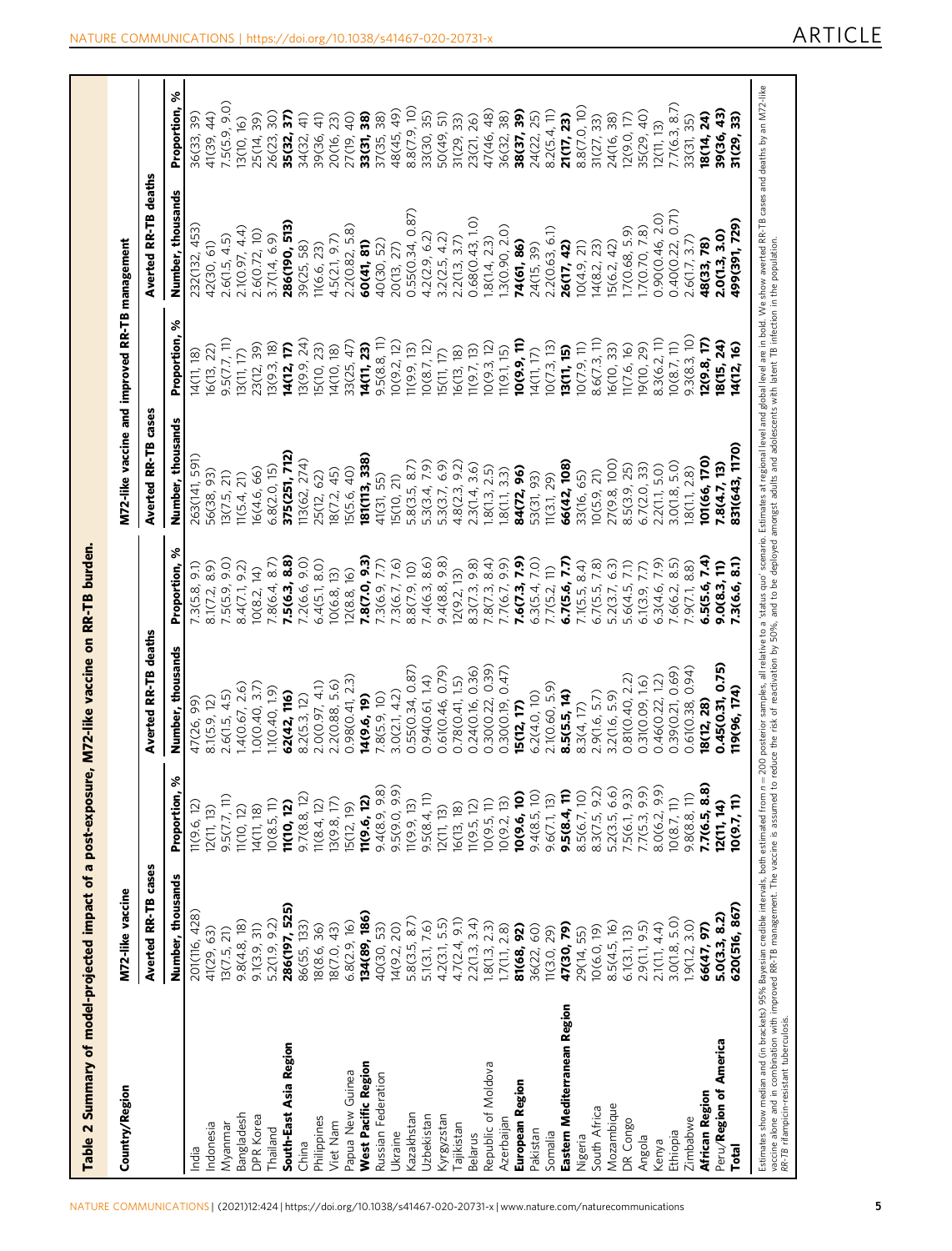**Table 2 Summary of model-projected impact of a post-exposure, M72-like vaccine on RR-TB burden.**

| Country/Region | M72-like vaccine | | | | M72-like vaccine and improved RR-TB management | | | |
|---|---|---|---|---|---|---|---|---|
| | Averted RR-TB cases | | Averted RR-TB deaths | | Averted RR-TB cases | | Averted RR-TB deaths | |
| | Number, thousands | Proportion, % | Number, thousands | Proportion, % | Number, thousands | Proportion, % | Number, thousands | Proportion, % |
| India | 201(116, 428) | 11(9.6, 12) | 47(26, 99) | 7.3(5.8, 9.1) | 263(141, 591) | 14(11, 18) | 232(132, 453) | 36(33, 39) |
| Indonesia | 41(29, 63) | 12(11, 13) | 8.1(5.9, 12) | 8.1(7.2, 8.9) | 56(38, 93) | 16(13, 22) | 42(30, 61) | 41(39, 44) |
| Myanmar | 13(7.5, 21) | 9.5(7.7, 11) | 2.6(1.5, 4.5) | 7.5(5.9, 9.0) | 13(7.5, 21) | 9.5(7.7, 11) | 2.6(1.5, 4.5) | 7.5(5.9, 9.0) |
| Bangladesh | 9.8(4.8, 18) | 11(10, 12) | 1.4(0.67, 2.6) | 8.4(7.1, 9.2) | 11(5.4, 21) | 13(11, 17) | 2.1(0.97, 4.4) | 13(10, 16) |
| DPR Korea | 9.1(3.9, 31) | 14(11, 18) | 1.0(0.40, 3.7) | 10(8.2, 14) | 16(4.6, 66) | 23(12, 39) | 2.6(0.72, 10) | 25(14, 39) |
| Thailand | 5.2(1.9, 9.2) | 10(8.5, 11) | 1.1(0.40, 1.9) | 7.8(6.4, 8.7) | 6.8(2.0, 15) | 13(9.3, 18) | 3.7(1.4, 6.9) | 26(23, 30) |
| **South-East Asia Region** | **286(197, 525)** | **11(10, 12)** | **62(42, 116)** | **7.5(6.3, 8.8)** | **375(251, 712)** | **14(12, 17)** | **286(190, 513)** | **35(32, 37)** |
| China | 86(55, 133) | 9.7(8.8, 12) | 8.2(5.3, 12) | 7.2(6.6, 9.0) | 113(62, 274) | 13(9.9, 24) | 39(25, 58) | 34(32, 41) |
| Philippines | 18(8.6, 36) | 11(8.4, 12) | 2.0(0.97, 4.1) | 6.4(5.1, 8.0) | 25(12, 62) | 15(10, 23) | 11(6.6, 23) | 39(36, 41) |
| Viet Nam | 18(7.0, 43) | 13(9.8, 17) | 2.2(0.88, 5.6) | 10(6.8, 13) | 18(7.2, 45) | 14(10, 18) | 4.5(2.1, 9.7) | 20(16, 23) |
| Papua New Guinea | 6.8(2.9, 16) | 15(12, 19) | 0.98(0.41, 2.3) | 12(8.8, 16) | 15(5.6, 40) | 33(25, 47) | 2.2(0.82, 5.8) | 27(19, 40) |
| **West Pacific Region** | **134(89, 186)** | **11(9.6, 12)** | **14(9.6, 19)** | **7.8(7.0, 9.3)** | **181(113, 338)** | **14(11, 23)** | **60(41, 81)** | **33(31, 38)** |
| Russian Federation | 40(30, 53) | 9.4(8.9, 9.8) | 7.8(5.9, 10) | 7.3(6.9, 7.7) | 41(31, 55) | 9.5(8.8, 11) | 40(30, 52) | 37(35, 38) |
| Ukraine | 14(9.2, 20) | 9.5(9.0, 9.9) | 3.0(2.1, 4.2) | 7.3(6.7, 7.6) | 15(10, 21) | 10(9.2, 12) | 20(13, 27) | 48(45, 49) |
| Kazakhstan | 5.8(3.5, 8.7) | 11(9.9, 13) | 0.55(0.34, 0.87) | 8.8(7.9, 10) | 5.8(3.5, 8.7) | 11(9.9, 13) | 0.55(0.34, 0.87) | 8.8(7.9, 10) |
| Uzbekistan | 5.1(3.1, 7.6) | 9.5(8.4, 11) | 0.94(0.61, 1.4) | 7.4(6.3, 8.6) | 5.3(3.4, 7.9) | 10(8.7, 12) | 4.2(2.9, 6.2) | 33(30, 35) |
| Kyrgyzstan | 4.2(3.1, 5.5) | 12(11, 13) | 0.61(0.46, 0.79) | 9.4(8.8, 9.8) | 5.3(3.7, 6.9) | 15(11, 17) | 3.2(2.5, 4.2) | 50(49, 51) |
| Tajikistan | 4.7(2.4, 9.1) | 16(13, 18) | 0.78(0.41, 1.5) | 12(9.2, 13) | 4.8(2.3, 9.2) | 16(13, 18) | 2.2(1.5, 3.7) | 31(29, 33) |
| Belarus | 2.2(1.3, 3.4) | 11(9.5, 12) | 0.24(0.16, 0.36) | 8.3(7.3, 9.8) | 2.3(1.4, 3.6) | 11(9.7, 13) | 0.68(0.43, 1.0) | 23(21, 26) |
| Republic of Moldova | 1.8(1.3, 2.3) | 10(9.5, 11) | 0.30(0.22, 0.39) | 7.8(7.3, 8.4) | 1.8(1.3, 2.5) | 10(9.3, 12) | 1.8(1.4, 2.3) | 47(46, 48) |
| Azerbaijan | 1.7(1.1, 2.8) | 10(9.2, 13) | 0.30(0.19, 0.47) | 7.7(6.7, 9.9) | 1.8(1.1, 3.3) | 11(9.1, 15) | 1.3(0.90, 2.0) | 36(32, 38) |
| **European Region** | **81(68, 92)** | **10(9.6, 10)** | **15(12, 17)** | **7.6(7.3, 7.9)** | **84(72, 96)** | **10(9.9, 11)** | **74(61, 86)** | **38(37, 39)** |
| Pakistan | 36(22, 60) | 9.4(8.5, 10) | 6.2(4.0, 10) | 6.3(5.4, 7.0) | 53(31, 93) | 14(11, 17) | 24(15, 39) | 24(22, 25) |
| Somalia | 11(3.0, 29) | 9.6(7.1, 13) | 2.1(0.60, 5.9) | 7.7(5.2, 11) | 11(3.1, 29) | 10(7.3, 13) | 2.2(0.63, 6.1) | 8.2(5.4, 11) |
| **Eastern Mediterranean Region** | **47(30, 79)** | **9.5(8.4, 11)** | **8.5(5.5, 14)** | **6.7(5.6, 7.7)** | **66(42, 108)** | **13(11, 15)** | **26(17, 42)** | **21(17, 23)** |
| Nigeria | 29(14, 55) | 8.5(6.7, 10) | 8.3(4, 17) | 7.1(5.5, 8.4) | 33(16, 65) | 10(7.9, 11) | 10(4.9, 21) | 8.8(7.0, 10) |
| South Africa | 10(6.0, 19) | 8.3(7.5, 9.2) | 2.9(1.6, 5.7) | 6.7(5.5, 7.8) | 10(5.9, 21) | 8.6(7.3, 11) | 14(8.2, 23) | 31(27, 33) |
| Mozambique | 8.5(4.5, 16) | 5.2(3.5, 6.6) | 3.2(1.6, 5.9) | 5.2(3.7, 6.3) | 27(9.8, 100) | 16(10, 33) | 15(6.2, 42) | 24(16, 38) |
| DR Congo | 6.1(3.1, 13) | 7.5(6.1, 9.3) | 0.81(0.40, 2.2) | 5.6(4.5, 7.1) | 8.5(3.9, 25) | 11(7.6, 16) | 1.7(0.68, 5.9) | 12(9.0, 17) |
| Angola | 2.9(1.1, 9.5) | 7.7(5.3, 9.9) | 0.31(0.09, 1.6) | 6.1(3.9, 7.7) | 6.7(2.0, 33) | 19(10, 29) | 1.7(0.70, 7.8) | 35(29, 40) |
| Kenya | 2.1(1.1, 4.4) | 8.0(6.2, 9.9) | 0.46(0.22, 1.2) | 6.3(4.6, 7.9) | 2.2(1.1, 5.0) | 8.3(6.2, 11) | 0.90(0.46, 2.0) | 12(11, 13) |
| Ethiopia | 3.0(1.8, 5.0) | 10(8.7, 11) | 0.39(0.21, 0.69) | 7.6(6.2, 8.5) | 3.0(1.8, 5.0) | 10(8.7, 11) | 0.40(0.22, 0.71) | 7.7(6.3, 8.7) |
| Zimbabwe | 1.9(1.2, 3.0) | 9.8(8.8, 11) | 0.61(0.38, 0.94) | 7.9(7.1, 8.8) | 1.8(1.1, 2.8) | 9.3(8.3, 10) | 2.6(1.7, 3.7) | 33(31, 35) |
| **African Region** | **66(47, 97)** | **7.7(6.5, 8.8)** | **18(12, 28)** | **6.5(5.6, 7.4)** | **101(66, 170)** | **12(9.8, 17)** | **48(33, 78)** | **18(14, 24)** |
| Peru/**Region of America** | **5.0(3.3, 8.2)** | **12(11, 14)** | **0.45(0.31, 0.75)** | **9.0(8.3, 11)** | **7.8(4.7, 13)** | **18(15, 24)** | **2.0(1.3, 3.0)** | **39(36, 43)** |
| **Total** | **620(516, 867)** | **10(9.7, 11)** | **119(96, 174)** | **7.3(6.6, 8.1)** | **831(643, 1170)** | **14(12, 16)** | **499(391, 729)** | **31(29, 33)** |

Estimates show median and (in brackets) 95% Bayesian credible intervals, both estimated from n = 200 posterior samples, all relative to a 'status quo' scenario. Estimates at regional level and global level are in bold. We show averted RR-TB cases and deaths by an M72-like vaccine alone and in combination with improved RR-TB management. The vaccine is assumed to reduce the risk of reactivation by 50%, and to be deployed amongst adults and adolescents with latent TB infection in the population.
RR-TB rifampicin-resistant tuberculosis.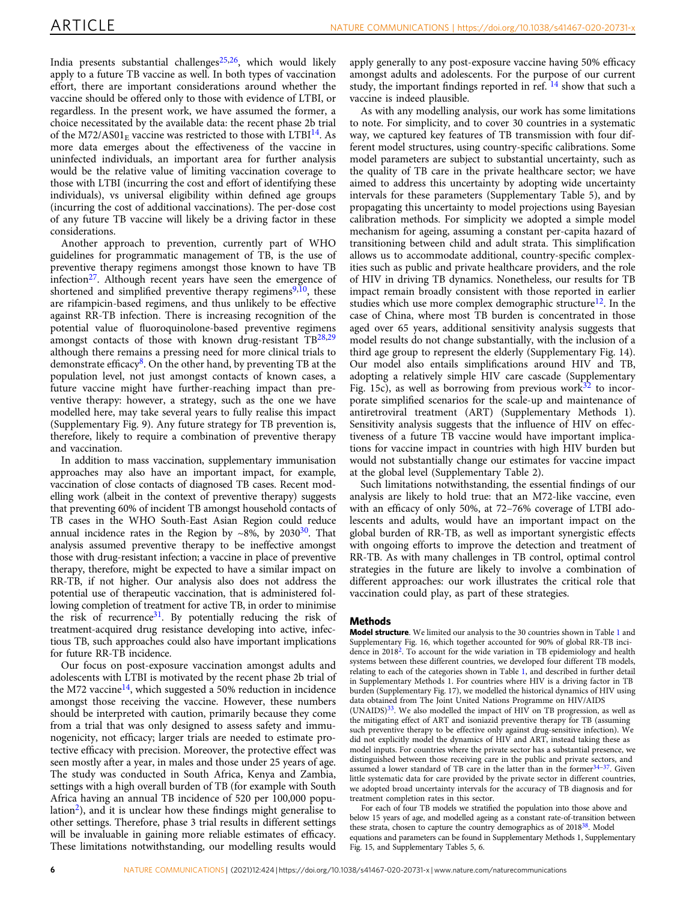India presents substantial challenges[25,26], which would likely apply to a future TB vaccine as well. In both types of vaccination effort, there are important considerations around whether the vaccine should be offered only to those with evidence of LTBI, or regardless. In the present work, we have assumed the former, a choice necessitated by the available data: the recent phase 2b trial of the M72/AS01$_E$ vaccine was restricted to those with LTBI[14]. As more data emerges about the effectiveness of the vaccine in uninfected individuals, an important area for further analysis would be the relative value of limiting vaccination coverage to those with LTBI (incurring the cost and effort of identifying these individuals), vs universal eligibility within defined age groups (incurring the cost of additional vaccinations). The per-dose cost of any future TB vaccine will likely be a driving factor in these considerations.

Another approach to prevention, currently part of WHO guidelines for programmatic management of TB, is the use of preventive therapy regimens amongst those known to have TB infection[27]. Although recent years have seen the emergence of shortened and simplified preventive therapy regimens[9,10], these are rifampicin-based regimens, and thus unlikely to be effective against RR-TB infection. There is increasing recognition of the potential value of fluoroquinolone-based preventive regimens amongst contacts of those with known drug-resistant TB[28,29] although there remains a pressing need for more clinical trials to demonstrate efficacy[8]. On the other hand, by preventing TB at the population level, not just amongst contacts of known cases, a future vaccine might have further-reaching impact than preventive therapy: however, a strategy, such as the one we have modelled here, may take several years to fully realise this impact (Supplementary Fig. 9). Any future strategy for TB prevention is, therefore, likely to require a combination of preventive therapy and vaccination.

In addition to mass vaccination, supplementary immunisation approaches may also have an important impact, for example, vaccination of close contacts of diagnosed TB cases. Recent modelling work (albeit in the context of preventive therapy) suggests that preventing 60% of incident TB amongst household contacts of TB cases in the WHO South-East Asian Region could reduce annual incidence rates in the Region by ~8%, by 2030[30]. That analysis assumed preventive therapy to be ineffective amongst those with drug-resistant infection; a vaccine in place of preventive therapy, therefore, might be expected to have a similar impact on RR-TB, if not higher. Our analysis also does not address the potential use of therapeutic vaccination, that is administered following completion of treatment for active TB, in order to minimise the risk of recurrence[31]. By potentially reducing the risk of treatment-acquired drug resistance developing into active, infectious TB, such approaches could also have important implications for future RR-TB incidence.

Our focus on post-exposure vaccination amongst adults and adolescents with LTBI is motivated by the recent phase 2b trial of the M72 vaccine[14], which suggested a 50% reduction in incidence amongst those receiving the vaccine. However, these numbers should be interpreted with caution, primarily because they come from a trial that was only designed to assess safety and immunogenicity, not efficacy; larger trials are needed to estimate protective efficacy with precision. Moreover, the protective effect was seen mostly after a year, in males and those under 25 years of age. The study was conducted in South Africa, Kenya and Zambia, settings with a high overall burden of TB (for example with South Africa having an annual TB incidence of 520 per 100,000 population[2]), and it is unclear how these findings might generalise to other settings. Therefore, phase 3 trial results in different settings will be invaluable in gaining more reliable estimates of efficacy. These limitations notwithstanding, our modelling results would apply generally to any post-exposure vaccine having 50% efficacy amongst adults and adolescents. For the purpose of our current study, the important findings reported in ref. [14] show that such a vaccine is indeed plausible.

As with any modelling analysis, our work has some limitations to note. For simplicity, and to cover 30 countries in a systematic way, we captured key features of TB transmission with four different model structures, using country-specific calibrations. Some model parameters are subject to substantial uncertainty, such as the quality of TB care in the private healthcare sector; we have aimed to address this uncertainty by adopting wide uncertainty intervals for these parameters (Supplementary Table 5), and by propagating this uncertainty to model projections using Bayesian calibration methods. For simplicity we adopted a simple model mechanism for ageing, assuming a constant per-capita hazard of transitioning between child and adult strata. This simplification allows us to accommodate additional, country-specific complexities such as public and private healthcare providers, and the role of HIV in driving TB dynamics. Nonetheless, our results for TB impact remain broadly consistent with those reported in earlier studies which use more complex demographic structure[12]. In the case of China, where most TB burden is concentrated in those aged over 65 years, additional sensitivity analysis suggests that model results do not change substantially, with the inclusion of a third age group to represent the elderly (Supplementary Fig. 14). Our model also entails simplifications around HIV and TB, adopting a relatively simple HIV care cascade (Supplementary Fig. 15c), as well as borrowing from previous work[32] to incorporate simplified scenarios for the scale-up and maintenance of antiretroviral treatment (ART) (Supplementary Methods 1). Sensitivity analysis suggests that the influence of HIV on effectiveness of a future TB vaccine would have important implications for vaccine impact in countries with high HIV burden but would not substantially change our estimates for vaccine impact at the global level (Supplementary Table 2).

Such limitations notwithstanding, the essential findings of our analysis are likely to hold true: that an M72-like vaccine, even with an efficacy of only 50%, at 72–76% coverage of LTBI adolescents and adults, would have an important impact on the global burden of RR-TB, as well as important synergistic effects with ongoing efforts to improve the detection and treatment of RR-TB. As with many challenges in TB control, optimal control strategies in the future are likely to involve a combination of different approaches: our work illustrates the critical role that vaccination could play, as part of these strategies.

## Methods

**Model structure**. We limited our analysis to the 30 countries shown in Table 1 and Supplementary Fig. 16, which together accounted for 90% of global RR-TB incidence in 2018[2]. To account for the wide variation in TB epidemiology and health systems between these different countries, we developed four different TB models, relating to each of the categories shown in Table 1, and described in further detail in Supplementary Methods 1. For countries where HIV is a driving factor in TB burden (Supplementary Fig. 17), we modelled the historical dynamics of HIV using data obtained from The Joint United Nations Programme on HIV/AIDS (UNAIDS)[33]. We also modelled the impact of HIV on TB progression, as well as the mitigating effect of ART and isoniazid preventive therapy for TB (assuming such preventive therapy to be effective only against drug-sensitive infection). We did not explicitly model the dynamics of HIV and ART, instead taking these as model inputs. For countries where the private sector has a substantial presence, we distinguished between those receiving care in the public and private sectors, and assumed a lower standard of TB care in the latter than in the former[34–37]. Given little systematic data for care provided by the private sector in different countries, we adopted broad uncertainty intervals for the accuracy of TB diagnosis and for treatment completion rates in this sector.

For each of four TB models we stratified the population into those above and below 15 years of age, and modelled ageing as a constant rate-of-transition between these strata, chosen to capture the country demographics as of 2018[38]. Model equations and parameters can be found in Supplementary Methods 1, Supplementary Fig. 15, and Supplementary Tables 5, 6.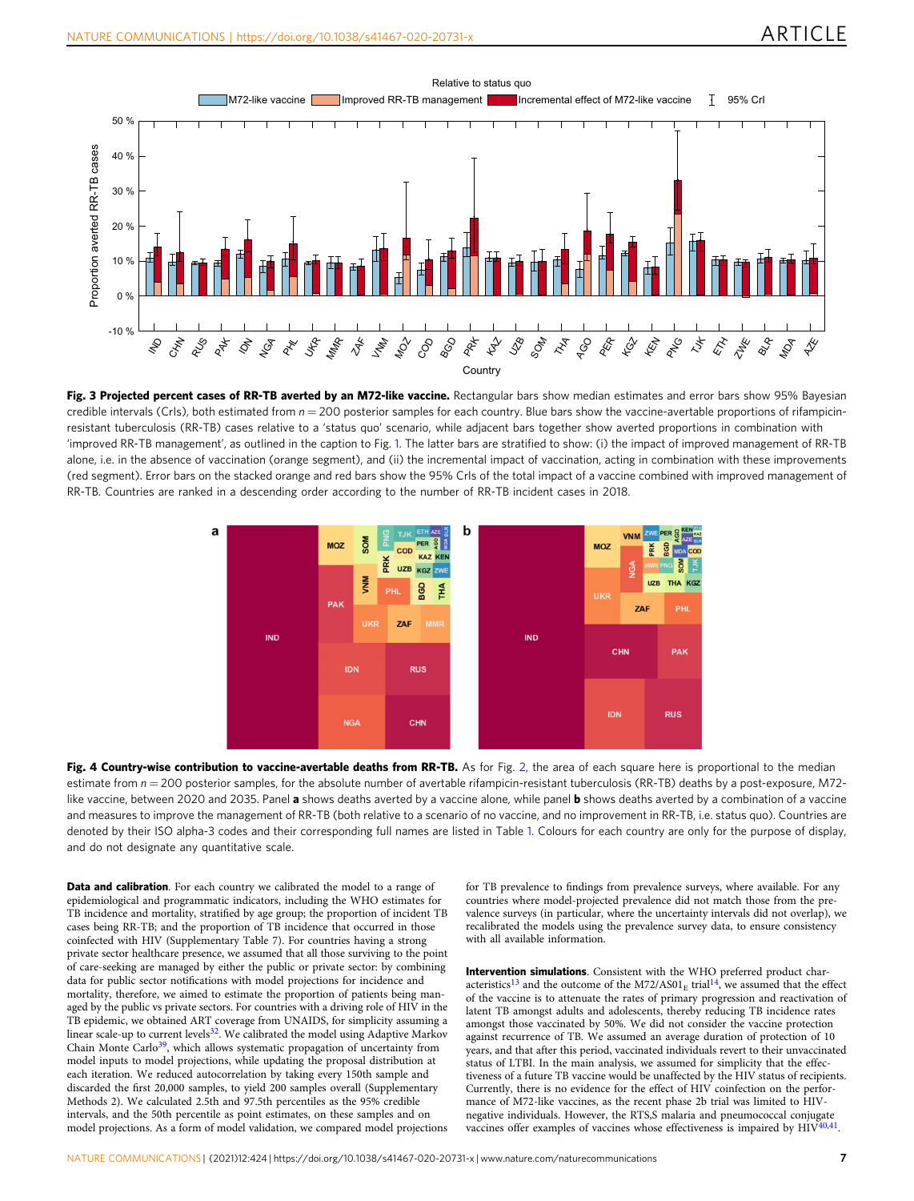**Fig. 3 Projected percent cases of RR-TB averted by an M72-like vaccine.** Rectangular bars show median estimates and error bars show 95% Bayesian credible intervals (CrIs), both estimated from $n = 200$ posterior samples for each country. Blue bars show the vaccine-avertable proportions of rifampicin-resistant tuberculosis (RR-TB) cases relative to a 'status quo' scenario, while adjacent bars together show averted proportions in combination with 'improved RR-TB management', as outlined in the caption to Fig. 1. The latter bars are stratified to show: (i) the impact of improved management of RR-TB alone, i.e. in the absence of vaccination (orange segment), and (ii) the incremental impact of vaccination, acting in combination with these improvements (red segment). Error bars on the stacked orange and red bars show the 95% CrIs of the total impact of a vaccine combined with improved management of RR-TB. Countries are ranked in a descending order according to the number of RR-TB incident cases in 2018.

**Fig. 4 Country-wise contribution to vaccine-avertable deaths from RR-TB.** As for Fig. 2, the area of each square here is proportional to the median estimate from $n = 200$ posterior samples, for the absolute number of avertable rifampicin-resistant tuberculosis (RR-TB) deaths by a post-exposure, M72-like vaccine, between 2020 and 2035. Panel **a** shows deaths averted by a vaccine alone, while panel **b** shows deaths averted by a combination of a vaccine and measures to improve the management of RR-TB (both relative to a scenario of no vaccine, and no improvement in RR-TB, i.e. status quo). Countries are denoted by their ISO alpha-3 codes and their corresponding full names are listed in Table 1. Colours for each country are only for the purpose of display, and do not designate any quantitative scale.

**Data and calibration**. For each country we calibrated the model to a range of epidemiological and programmatic indicators, including the WHO estimates for TB incidence and mortality, stratified by age group; the proportion of incident TB cases being RR-TB; and the proportion of TB incidence that occurred in those coinfected with HIV (Supplementary Table 7). For countries having a strong private sector healthcare presence, we assumed that all those surviving to the point of care-seeking are managed by either the public or private sector: by combining data for public sector notifications with model projections for incidence and mortality, therefore, we aimed to estimate the proportion of patients being managed by the public vs private sectors. For countries with a driving role of HIV in the TB epidemic, we obtained ART coverage from UNAIDS, for simplicity assuming a linear scale-up to current levels[32]. We calibrated the model using Adaptive Markov Chain Monte Carlo[39], which allows systematic propagation of uncertainty from model inputs to model projections, while updating the proposal distribution at each iteration. We reduced autocorrelation by taking every 150th sample and discarded the first 20,000 samples, to yield 200 samples overall (Supplementary Methods 2). We calculated 2.5th and 97.5th percentiles as the 95% credible intervals, and the 50th percentile as point estimates, on these samples and on model projections. As a form of model validation, we compared model projections for TB prevalence to findings from prevalence surveys, where available. For any countries where model-projected prevalence did not match those from the prevalence surveys (in particular, where the uncertainty intervals did not overlap), we recalibrated the models using the prevalence survey data, to ensure consistency with all available information.

**Intervention simulations**. Consistent with the WHO preferred product characteristics[13] and the outcome of the M72/AS01$_E$ trial[14], we assumed that the effect of the vaccine is to attenuate the rates of primary progression and reactivation of latent TB amongst adults and adolescents, thereby reducing TB incidence rates amongst those vaccinated by 50%. We did not consider the vaccine protection against recurrence of TB. We assumed an average duration of protection of 10 years, and that after this period, vaccinated individuals revert to their unvaccinated status of LTBI. In the main analysis, we assumed for simplicity that the effectiveness of a future TB vaccine would be unaffected by the HIV status of recipients. Currently, there is no evidence for the effect of HIV coinfection on the performance of M72-like vaccines, as the recent phase 2b trial was limited to HIV-negative individuals. However, the RTS,S malaria and pneumococcal conjugate vaccines offer examples of vaccines whose effectiveness is impaired by HIV[40,41].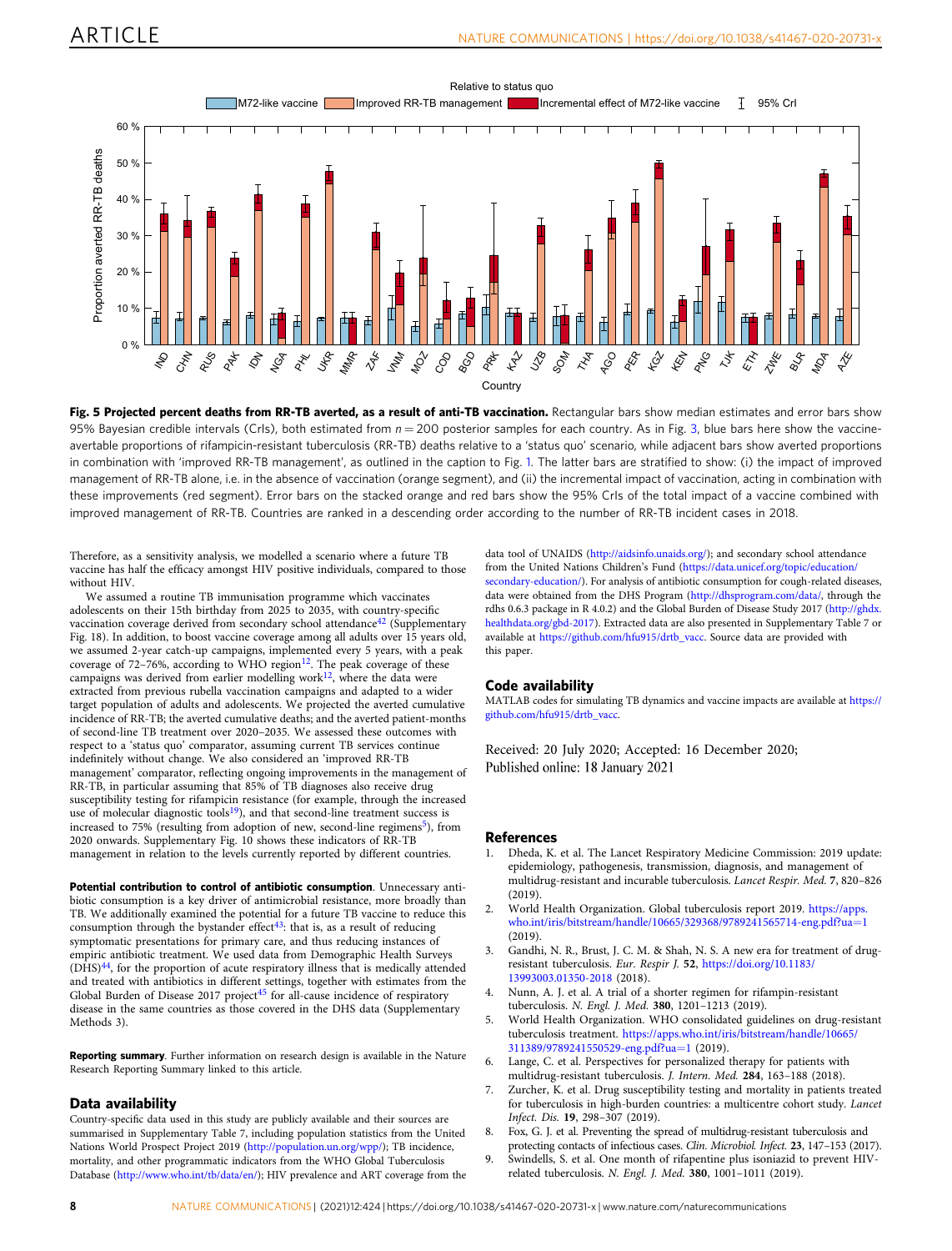**Fig. 5 Projected percent deaths from RR-TB averted, as a result of anti-TB vaccination.** Rectangular bars show median estimates and error bars show 95% Bayesian credible intervals (CrIs), both estimated from $n = 200$ posterior samples for each country. As in Fig. 3, blue bars here show the vaccine-avertable proportions of rifampicin-resistant tuberculosis (RR-TB) deaths relative to a 'status quo' scenario, while adjacent bars show averted proportions in combination with 'improved RR-TB management', as outlined in the caption to Fig. 1. The latter bars are stratified to show: (i) the impact of improved management of RR-TB alone, i.e. in the absence of vaccination (orange segment), and (ii) the incremental impact of vaccination, acting in combination with these improvements (red segment). Error bars on the stacked orange and red bars show the 95% CrIs of the total impact of a vaccine combined with improved management of RR-TB. Countries are ranked in a descending order according to the number of RR-TB incident cases in 2018.

Therefore, as a sensitivity analysis, we modelled a scenario where a future TB vaccine has half the efficacy amongst HIV positive individuals, compared to those without HIV.

We assumed a routine TB immunisation programme which vaccinates adolescents on their 15th birthday from 2025 to 2035, with country-specific vaccination coverage derived from secondary school attendance[42] (Supplementary Fig. 18). In addition, to boost vaccine coverage among all adults over 15 years old, we assumed 2-year catch-up campaigns, implemented every 5 years, with a peak coverage of 72–76%, according to WHO region[12]. The peak coverage of these campaigns was derived from earlier modelling work[12], where the data were extracted from previous rubella vaccination campaigns and adapted to a wider target population of adults and adolescents. We projected the averted cumulative incidence of RR-TB; the averted cumulative deaths; and the averted patient-months of second-line TB treatment over 2020–2035. We assessed these outcomes with respect to a 'status quo' comparator, assuming current TB services continue indefinitely without change. We also considered an 'improved RR-TB management' comparator, reflecting ongoing improvements in the management of RR-TB, in particular assuming that 85% of TB diagnoses also receive drug susceptibility testing for rifampicin resistance (for example, through the increased use of molecular diagnostic tools[19]), and that second-line treatment success is increased to 75% (resulting from adoption of new, second-line regimens[5]), from 2020 onwards. Supplementary Fig. 10 shows these indicators of RR-TB management in relation to the levels currently reported by different countries.

**Potential contribution to control of antibiotic consumption**. Unnecessary antibiotic consumption is a key driver of antimicrobial resistance, more broadly than TB. We additionally examined the potential for a future TB vaccine to reduce this consumption through the bystander effect[43]: that is, as a result of reducing symptomatic presentations for primary care, and thus reducing instances of empiric antibiotic treatment. We used data from Demographic Health Surveys (DHS)[44], for the proportion of acute respiratory illness that is medically attended and treated with antibiotics in different settings, together with estimates from the Global Burden of Disease 2017 project[45] for all-cause incidence of respiratory disease in the same countries as those covered in the DHS data (Supplementary Methods 3).

**Reporting summary**. Further information on research design is available in the Nature Research Reporting Summary linked to this article.

## Data availability

Country-specific data used in this study are publicly available and their sources are summarised in Supplementary Table 7, including population statistics from the United Nations World Prospect Project 2019 (http://population.un.org/wpp/); TB incidence, mortality, and other programmatic indicators from the WHO Global Tuberculosis Database (http://www.who.int/tb/data/en/); HIV prevalence and ART coverage from the data tool of UNAIDS (http://aidsinfo.unaids.org/); and secondary school attendance from the United Nations Children's Fund (https://data.unicef.org/topic/education/secondary-education/). For analysis of antibiotic consumption for cough-related diseases, data were obtained from the DHS Program (http://dhsprogram.com/data/, through the rdhs 0.6.3 package in R 4.0.2) and the Global Burden of Disease Study 2017 (http://ghdx.healthdata.org/gbd-2017). Extracted data are also presented in Supplementary Table 7 or available at https://github.com/hfu915/drtb_vacc. Source data are provided with this paper.

## Code availability

MATLAB codes for simulating TB dynamics and vaccine impacts are available at https://github.com/hfu915/drtb_vacc.

Received: 20 July 2020; Accepted: 16 December 2020;
Published online: 18 January 2021

## References

1. Dheda, K. et al. The Lancet Respiratory Medicine Commission: 2019 update: epidemiology, pathogenesis, transmission, diagnosis, and management of multidrug-resistant and incurable tuberculosis. *Lancet Respir. Med.* **7**, 820–826 (2019).
2. World Health Organization. Global tuberculosis report 2019. https://apps.who.int/iris/bitstream/handle/10665/329368/9789241565714-eng.pdf?ua=1 (2019).
3. Gandhi, N. R., Brust, J. C. M. & Shah, N. S. A new era for treatment of drug-resistant tuberculosis. *Eur. Respir J.* **52**, https://doi.org/10.1183/13993003.01350-2018 (2018).
4. Nunn, A. J. et al. A trial of a shorter regimen for rifampin-resistant tuberculosis. *N. Engl. J. Med.* **380**, 1201–1213 (2019).
5. World Health Organization. WHO consolidated guidelines on drug-resistant tuberculosis treatment. https://apps.who.int/iris/bitstream/handle/10665/311389/9789241550529-eng.pdf?ua=1 (2019).
6. Lange, C. et al. Perspectives for personalized therapy for patients with multidrug-resistant tuberculosis. *J. Intern. Med.* **284**, 163–188 (2018).
7. Zurcher, K. et al. Drug susceptibility testing and mortality in patients treated for tuberculosis in high-burden countries: a multicentre cohort study. *Lancet Infect. Dis.* **19**, 298–307 (2019).
8. Fox, G. J. et al. Preventing the spread of multidrug-resistant tuberculosis and protecting contacts of infectious cases. *Clin. Microbiol. Infect.* **23**, 147–153 (2017).
9. Swindells, S. et al. One month of rifapentine plus isoniazid to prevent HIV-related tuberculosis. *N. Engl. J. Med.* **380**, 1001–1011 (2019).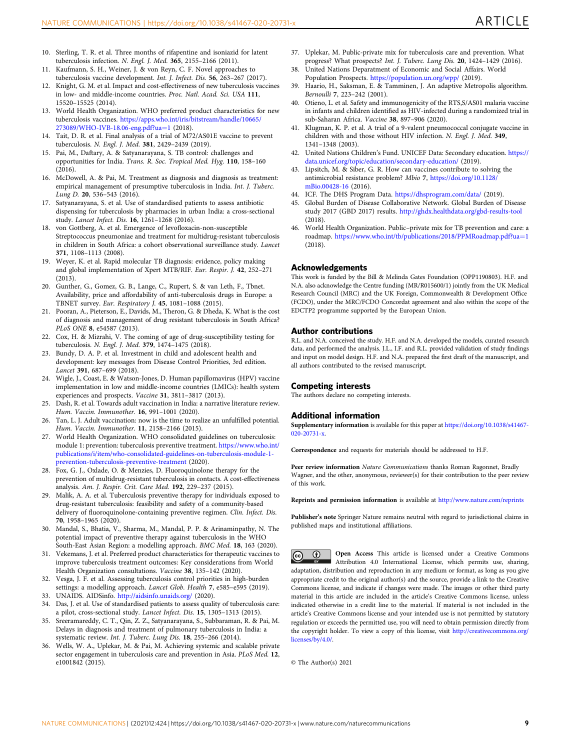10. Sterling, T. R. et al. Three months of rifapentine and isoniazid for latent tuberculosis infection. *N. Engl. J. Med.* **365**, 2155–2166 (2011).
11. Kaufmann, S. H., Weiner, J. & von Reyn, C. F. Novel approaches to tuberculosis vaccine development. *Int. J. Infect. Dis.* **56**, 263–267 (2017).
12. Knight, G. M. et al. Impact and cost-effectiveness of new tuberculosis vaccines in low- and middle-income countries. *Proc. Natl. Acad. Sci. USA* **111**, 15520–15525 (2014).
13. World Health Organization. WHO preferred product characteristics for new tuberculosis vaccines. https://apps.who.int/iris/bitstream/handle/10665/273089/WHO-IVB-18.06-eng.pdf?ua=1 (2018).
14. Tait, D. R. et al. Final analysis of a trial of M72/AS01E vaccine to prevent tuberculosis. *N. Engl. J. Med.* **381**, 2429–2439 (2019).
15. Pai, M., Daftary, A. & Satyanarayana, S. TB control: challenges and opportunities for India. *Trans. R. Soc. Tropical Med. Hyg.* **110**, 158–160 (2016).
16. McDowell, A. & Pai, M. Treatment as diagnosis and diagnosis as treatment: empirical management of presumptive tuberculosis in India. *Int. J. Tuberc. Lung D.* **20**, 536–543 (2016).
17. Satyanarayana, S. et al. Use of standardised patients to assess antibiotic dispensing for tuberculosis by pharmacies in urban India: a cross-sectional study. *Lancet Infect. Dis.* **16**, 1261–1268 (2016).
18. von Gottberg, A. et al. Emergence of levofloxacin-non-susceptible Streptococcus pneumoniae and treatment for multidrug-resistant tuberculosis in children in South Africa: a cohort observational surveillance study. *Lancet* **371**, 1108–1113 (2008).
19. Weyer, K. et al. Rapid molecular TB diagnosis: evidence, policy making and global implementation of Xpert MTB/RIF. *Eur. Respir. J.* **42**, 252–271 (2013).
20. Gunther, G., Gomez, G. B., Lange, C., Rupert, S. & van Leth, F., Tbnet. Availability, price and affordability of anti-tuberculosis drugs in Europe: a TBNET survey. *Eur. Respiratory J.* **45**, 1081–1088 (2015).
21. Pooran, A., Pieterson, E., Davids, M., Theron, G. & Dheda, K. What is the cost of diagnosis and management of drug resistant tuberculosis in South Africa? *PLoS ONE* **8**, e54587 (2013).
22. Cox, H. & Mizrahi, V. The coming of age of drug-susceptibility testing for tuberculosis. *N. Engl. J. Med.* **379**, 1474–1475 (2018).
23. Bundy, D. A. P. et al. Investment in child and adolescent health and development: key messages from Disease Control Priorities, 3rd edition. *Lancet* **391**, 687–699 (2018).
24. Wigle, J., Coast, E. & Watson-Jones, D. Human papillomavirus (HPV) vaccine implementation in low and middle-income countries (LMICs): health system experiences and prospects. *Vaccine* **31**, 3811–3817 (2013).
25. Dash, R. et al. Towards adult vaccination in India: a narrative literature review. *Hum. Vaccin. Immunother.* **16**, 991–1001 (2020).
26. Tan, L. J. Adult vaccination: now is the time to realize an unfulfilled potential. *Hum. Vaccin. Immunother.* **11**, 2158–2166 (2015).
27. World Health Organization. WHO consolidated guidelines on tuberculosis: module 1: prevention: tuberculosis preventive treatment. https://www.who.int/publications/i/item/who-consolidated-guidelines-on-tuberculosis-module-1-prevention-tuberculosis-preventive-treatment (2020).
28. Fox, G. J., Oxlade, O. & Menzies, D. Fluoroquinolone therapy for the prevention of multidrug-resistant tuberculosis in contacts. A cost-effectiveness analysis. *Am. J. Respir. Crit. Care Med.* **192**, 229–237 (2015).
29. Malik, A. A. et al. Tuberculosis preventive therapy for individuals exposed to drug-resistant tuberculosis: feasibility and safety of a community-based delivery of fluoroquinolone-containing preventive regimen. *Clin. Infect. Dis.* **70**, 1958–1965 (2020).
30. Mandal, S., Bhatia, V., Sharma, M., Mandal, P. P. & Arinaminpathy, N. The potential impact of preventive therapy against tuberculosis in the WHO South-East Asian Region: a modelling approach. *BMC Med.* **18**, 163 (2020).
31. Vekemans, J. et al. Preferred product characteristics for therapeutic vaccines to improve tuberculosis treatment outcomes: Key considerations from World Health Organization consultations. *Vaccine* **38**, 135–142 (2020).
32. Vesga, J. F. et al. Assessing tuberculosis control priorities in high-burden settings: a modelling approach. *Lancet Glob. Health* **7**, e585–e595 (2019).
33. UNAIDS. AIDSinfo. http://aidsinfo.unaids.org/ (2020).
34. Das, J. et al. Use of standardised patients to assess quality of tuberculosis care: a pilot, cross-sectional study. *Lancet Infect. Dis.* **15**, 1305–1313 (2015).
35. Sreeramareddy, C. T., Qin, Z. Z., Satyanarayana, S., Subbaraman, R. & Pai, M. Delays in diagnosis and treatment of pulmonary tuberculosis in India: a systematic review. *Int. J. Tuberc. Lung Dis.* **18**, 255–266 (2014).
36. Wells, W. A., Uplekar, M. & Pai, M. Achieving systemic and scalable private sector engagement in tuberculosis care and prevention in Asia. *PLoS Med.* **12**, e1001842 (2015).
37. Uplekar, M. Public-private mix for tuberculosis care and prevention. What progress? What prospects? *Int. J. Tuberc. Lung Dis.* **20**, 1424–1429 (2016).
38. United Nations Deparatment of Economic and Social Affairs. World Population Prospects. https://population.un.org/wpp/ (2019).
39. Haario, H., Saksman, E. & Tamminen, J. An adaptive Metropolis algorithm. *Bernoulli* **7**, 223–242 (2001).
40. Otieno, L. et al. Safety and immunogenicity of the RTS,S/AS01 malaria vaccine in infants and children identified as HIV-infected during a randomized trial in sub-Saharan Africa. *Vaccine* **38**, 897–906 (2020).
41. Klugman, K. P. et al. A trial of a 9-valent pneumococcal conjugate vaccine in children with and those without HIV infection. *N. Engl. J. Med.* **349**, 1341–1348 (2003).
42. United Nations Children's Fund. UNICEF Data: Secondary education. https://data.unicef.org/topic/education/secondary-education/ (2019).
43. Lipsitch, M. & Siber, G. R. How can vaccines contribute to solving the antimicrobial resistance problem? *Mbio* **7**, https://doi.org/10.1128/mBio.00428-16 (2016).
44. ICF. The DHS Program Data. https://dhsprogram.com/data/ (2019).
45. Global Burden of Disease Collaborative Network. Global Burden of Disease study 2017 (GBD 2017) results. http://ghdx.healthdata.org/gbd-results-tool (2018).
46. World Health Organization. Public–private mix for TB prevention and care: a roadmap. https://www.who.int/tb/publications/2018/PPMRoadmap.pdf?ua=1 (2018).

## Acknowledgements

This work is funded by the Bill & Melinda Gates Foundation (OPP1190803). H.F. and N.A. also acknowledge the Centre funding (MR/R015600/1) jointly from the UK Medical Research Council (MRC) and the UK Foreign, Commonwealth & Development Office (FCDO), under the MRC/FCDO Concordat agreement and also within the scope of the EDCTP2 programme supported by the European Union.

## Author contributions

R.L. and N.A. conceived the study. H.F. and N.A. developed the models, curated research data, and performed the analysis. J.L., I.F. and R.L. provided validation of study findings and input on model design. H.F. and N.A. prepared the first draft of the manuscript, and all authors contributed to the revised manuscript.

## Competing interests

The authors declare no competing interests.

## Additional information

**Supplementary information** is available for this paper at https://doi.org/10.1038/s41467-020-20731-x.

**Correspondence** and requests for materials should be addressed to H.F.

**Peer review information** *Nature Communications* thanks Roman Ragonnet, Bradly Wagner, and the other, anonymous, reviewer(s) for their contribution to the peer review of this work.

**Reprints and permission information** is available at http://www.nature.com/reprints

**Publisher's note** Springer Nature remains neutral with regard to jurisdictional claims in published maps and institutional affiliations.

**Open Access** This article is licensed under a Creative Commons Attribution 4.0 International License, which permits use, sharing, adaptation, distribution and reproduction in any medium or format, as long as you give appropriate credit to the original author(s) and the source, provide a link to the Creative Commons license, and indicate if changes were made. The images or other third party material in this article are included in the article's Creative Commons license, unless indicated otherwise in a credit line to the material. If material is not included in the article's Creative Commons license and your intended use is not permitted by statutory regulation or exceeds the permitted use, you will need to obtain permission directly from the copyright holder. To view a copy of this license, visit http://creativecommons.org/licenses/by/4.0/.

© The Author(s) 2021